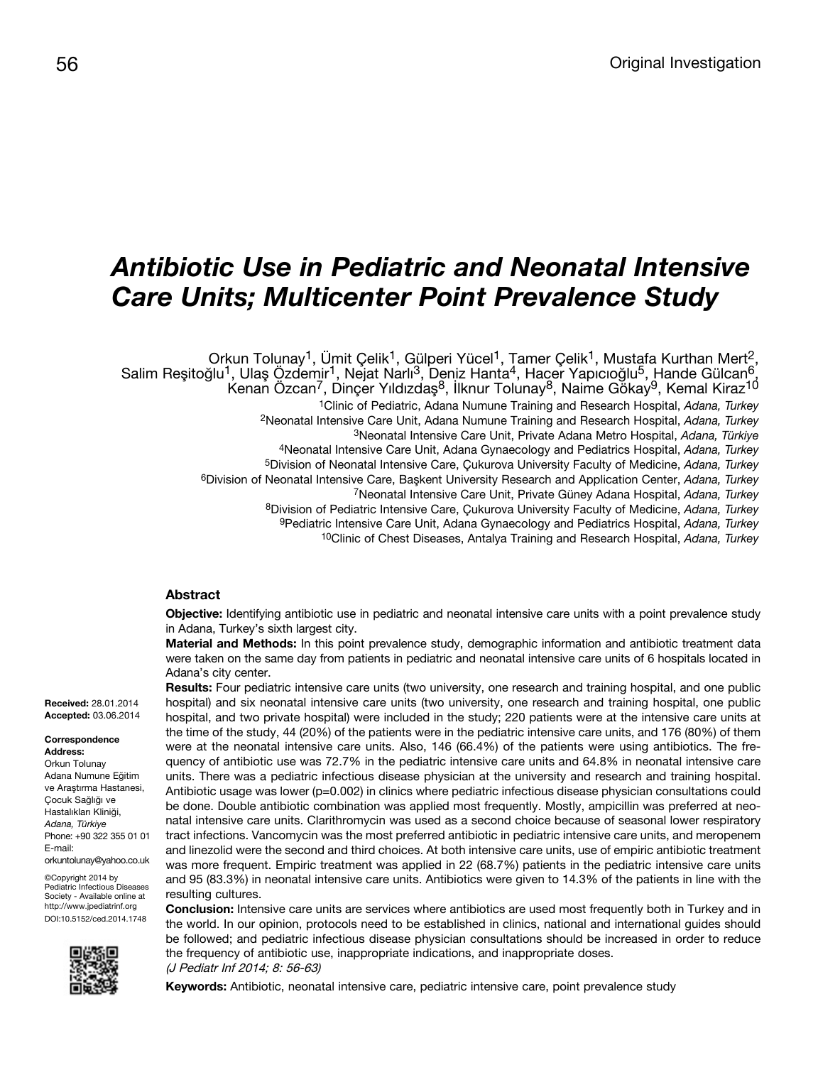Original Investigation

# Antibiotic Use in Pediatric and Neonatal Intensive Care Units; Multicenter Point Prevalence Study

Orkun Tolunay[1], Ümit Çelik[1], Gülperi Yücel[1], Tamer Çelik[1], Mustafa Kurthan Mert[2], Salim Reşitoğlu[1], Ulaş Özdemir[1], Nejat Narlı[3], Deniz Hanta[4], Hacer Yapıcıoğlu[5], Hande Gülcan[6], Kenan Özcan[7], Dinçer Yıldızdaş[8], İlknur Tolunay[8], Naime Gökay[9], Kemal Kiraz[10]

[1]Clinic of Pediatric, Adana Numune Training and Research Hospital, *Adana, Turkey*
[2]Neonatal Intensive Care Unit, Adana Numune Training and Research Hospital, *Adana, Turkey*
[3]Neonatal Intensive Care Unit, Private Adana Metro Hospital, *Adana, Türkiye*
[4]Neonatal Intensive Care Unit, Adana Gynaecology and Pediatrics Hospital, *Adana, Turkey*
[5]Division of Neonatal Intensive Care, Çukurova University Faculty of Medicine, *Adana, Turkey*
[6]Division of Neonatal Intensive Care, Başkent University Research and Application Center, *Adana, Turkey*
[7]Neonatal Intensive Care Unit, Private Güney Adana Hospital, *Adana, Turkey*
[8]Division of Pediatric Intensive Care, Çukurova University Faculty of Medicine, *Adana, Turkey*
[9]Pediatric Intensive Care Unit, Adana Gynaecology and Pediatrics Hospital, *Adana, Turkey*
[10]Clinic of Chest Diseases, Antalya Training and Research Hospital, *Adana, Turkey*

**Received:** 28.01.2014
**Accepted:** 03.06.2014

**Correspondence Address:**
Orkun Tolunay
Adana Numune Eğitim ve Araştırma Hastanesi, Çocuk Sağlığı ve Hastalıkları Kliniği, *Adana, Türkiye*
Phone: +90 322 355 01 01
E-mail: orkuntolunay@yahoo.co.uk

©Copyright 2014 by Pediatric Infectious Diseases Society - Available online at http://www.jpediatrinf.org
DOI:10.5152/ced.2014.1748

## Abstract

**Objective:** Identifying antibiotic use in pediatric and neonatal intensive care units with a point prevalence study in Adana, Turkey's sixth largest city.

**Material and Methods:** In this point prevalence study, demographic information and antibiotic treatment data were taken on the same day from patients in pediatric and neonatal intensive care units of 6 hospitals located in Adana's city center.

**Results:** Four pediatric intensive care units (two university, one research and training hospital, and one public hospital) and six neonatal intensive care units (two university, one research and training hospital, one public hospital, and two private hospital) were included in the study; 220 patients were at the intensive care units at the time of the study, 44 (20%) of the patients were in the pediatric intensive care units, and 176 (80%) of them were at the neonatal intensive care units. Also, 146 (66.4%) of the patients were using antibiotics. The frequency of antibiotic use was 72.7% in the pediatric intensive care units and 64.8% in neonatal intensive care units. There was a pediatric infectious disease physician at the university and research and training hospital. Antibiotic usage was lower (p=0.002) in clinics where pediatric infectious disease physician consultations could be done. Double antibiotic combination was applied most frequently. Mostly, ampicillin was preferred at neonatal intensive care units. Clarithromycin was used as a second choice because of seasonal lower respiratory tract infections. Vancomycin was the most preferred antibiotic in pediatric intensive care units, and meropenem and linezolid were the second and third choices. At both intensive care units, use of empiric antibiotic treatment was more frequent. Empiric treatment was applied in 22 (68.7%) patients in the pediatric intensive care units and 95 (83.3%) in neonatal intensive care units. Antibiotics were given to 14.3% of the patients in line with the resulting cultures.

**Conclusion:** Intensive care units are services where antibiotics are used most frequently both in Turkey and in the world. In our opinion, protocols need to be established in clinics, national and international guides should be followed; and pediatric infectious disease physician consultations should be increased in order to reduce the frequency of antibiotic use, inappropriate indications, and inappropriate doses.
*(J Pediatr Inf 2014; 8: 56-63)*

**Keywords:** Antibiotic, neonatal intensive care, pediatric intensive care, point prevalence study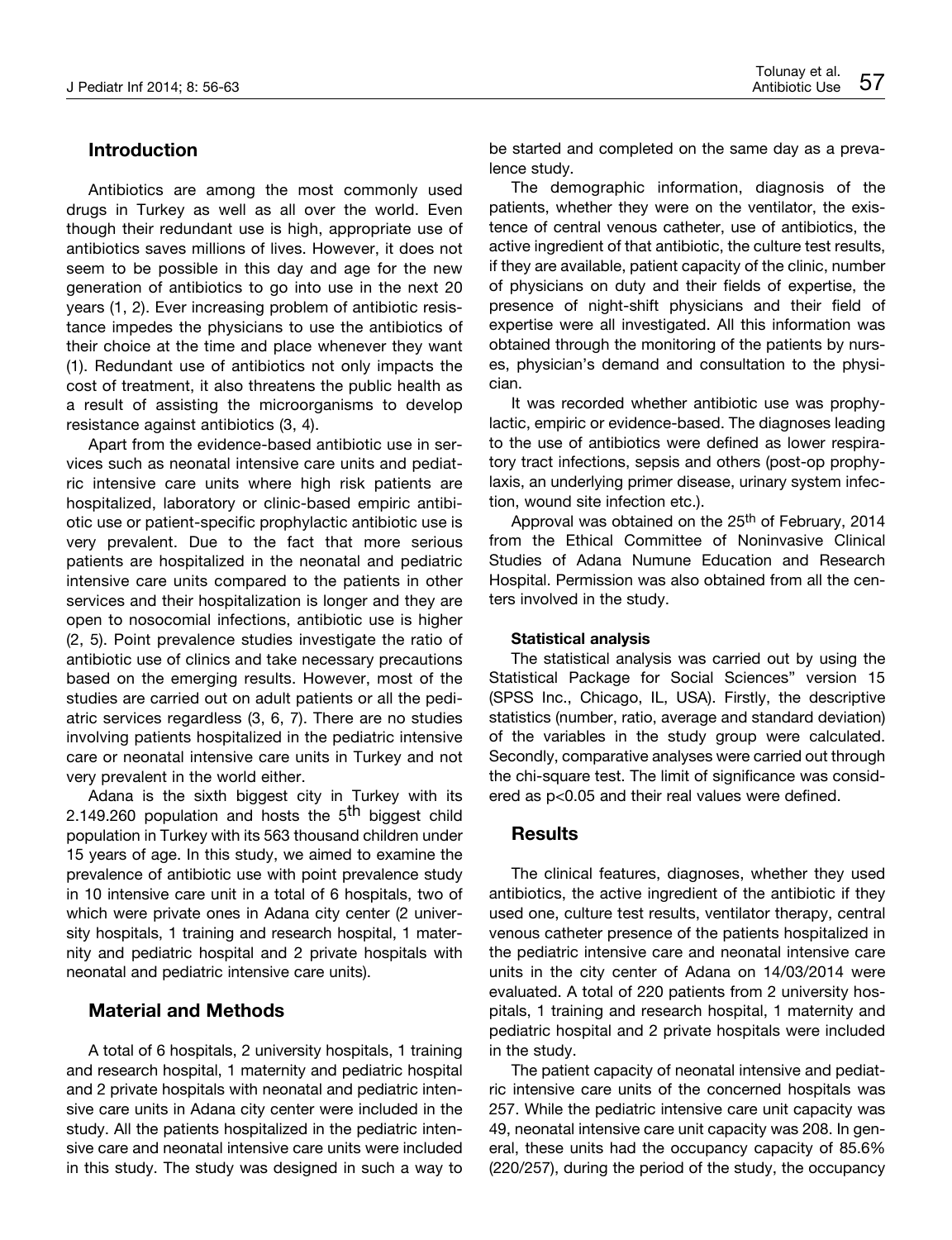## Introduction

Antibiotics are among the most commonly used drugs in Turkey as well as all over the world. Even though their redundant use is high, appropriate use of antibiotics saves millions of lives. However, it does not seem to be possible in this day and age for the new generation of antibiotics to go into use in the next 20 years (1, 2). Ever increasing problem of antibiotic resistance impedes the physicians to use the antibiotics of their choice at the time and place whenever they want (1). Redundant use of antibiotics not only impacts the cost of treatment, it also threatens the public health as a result of assisting the microorganisms to develop resistance against antibiotics (3, 4).

Apart from the evidence-based antibiotic use in services such as neonatal intensive care units and pediatric intensive care units where high risk patients are hospitalized, laboratory or clinic-based empiric antibiotic use or patient-specific prophylactic antibiotic use is very prevalent. Due to the fact that more serious patients are hospitalized in the neonatal and pediatric intensive care units compared to the patients in other services and their hospitalization is longer and they are open to nosocomial infections, antibiotic use is higher (2, 5). Point prevalence studies investigate the ratio of antibiotic use of clinics and take necessary precautions based on the emerging results. However, most of the studies are carried out on adult patients or all the pediatric services regardless (3, 6, 7). There are no studies involving patients hospitalized in the pediatric intensive care or neonatal intensive care units in Turkey and not very prevalent in the world either.

Adana is the sixth biggest city in Turkey with its 2.149.260 population and hosts the 5th biggest child population in Turkey with its 563 thousand children under 15 years of age. In this study, we aimed to examine the prevalence of antibiotic use with point prevalence study in 10 intensive care unit in a total of 6 hospitals, two of which were private ones in Adana city center (2 university hospitals, 1 training and research hospital, 1 maternity and pediatric hospital and 2 private hospitals with neonatal and pediatric intensive care units).

## Material and Methods

A total of 6 hospitals, 2 university hospitals, 1 training and research hospital, 1 maternity and pediatric hospital and 2 private hospitals with neonatal and pediatric intensive care units in Adana city center were included in the study. All the patients hospitalized in the pediatric intensive care and neonatal intensive care units were included in this study. The study was designed in such a way to be started and completed on the same day as a prevalence study.

The demographic information, diagnosis of the patients, whether they were on the ventilator, the existence of central venous catheter, use of antibiotics, the active ingredient of that antibiotic, the culture test results, if they are available, patient capacity of the clinic, number of physicians on duty and their fields of expertise, the presence of night-shift physicians and their field of expertise were all investigated. All this information was obtained through the monitoring of the patients by nurses, physician's demand and consultation to the physician.

It was recorded whether antibiotic use was prophylactic, empiric or evidence-based. The diagnoses leading to the use of antibiotics were defined as lower respiratory tract infections, sepsis and others (post-op prophylaxis, an underlying primer disease, urinary system infection, wound site infection etc.).

Approval was obtained on the 25th of February, 2014 from the Ethical Committee of Noninvasive Clinical Studies of Adana Numune Education and Research Hospital. Permission was also obtained from all the centers involved in the study.

### Statistical analysis

The statistical analysis was carried out by using the Statistical Package for Social Sciences" version 15 (SPSS Inc., Chicago, IL, USA). Firstly, the descriptive statistics (number, ratio, average and standard deviation) of the variables in the study group were calculated. Secondly, comparative analyses were carried out through the chi-square test. The limit of significance was considered as $p<0.05$ and their real values were defined.

## Results

The clinical features, diagnoses, whether they used antibiotics, the active ingredient of the antibiotic if they used one, culture test results, ventilator therapy, central venous catheter presence of the patients hospitalized in the pediatric intensive care and neonatal intensive care units in the city center of Adana on 14/03/2014 were evaluated. A total of 220 patients from 2 university hospitals, 1 training and research hospital, 1 maternity and pediatric hospital and 2 private hospitals were included in the study.

The patient capacity of neonatal intensive and pediatric intensive care units of the concerned hospitals was 257. While the pediatric intensive care unit capacity was 49, neonatal intensive care unit capacity was 208. In general, these units had the occupancy capacity of 85.6% (220/257), during the period of the study, the occupancy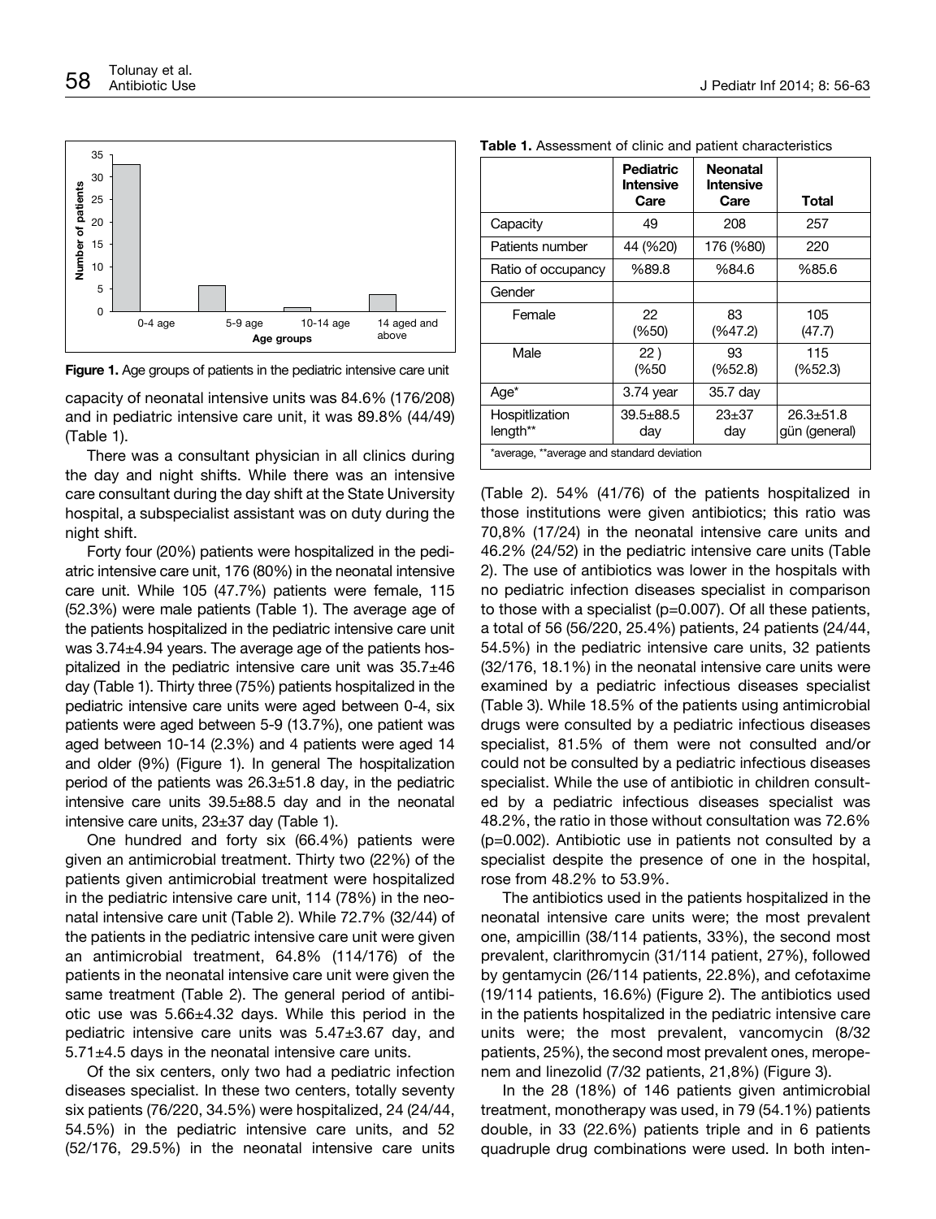Figure 1. Age groups of patients in the pediatric intensive care unit

capacity of neonatal intensive units was 84.6% (176/208) and in pediatric intensive care unit, it was 89.8% (44/49) (Table 1).

There was a consultant physician in all clinics during the day and night shifts. While there was an intensive care consultant during the day shift at the State University hospital, a subspecialist assistant was on duty during the night shift.

Forty four (20%) patients were hospitalized in the pediatric intensive care unit, 176 (80%) in the neonatal intensive care unit. While 105 (47.7%) patients were female, 115 (52.3%) were male patients (Table 1). The average age of the patients hospitalized in the pediatric intensive care unit was 3.74±4.94 years. The average age of the patients hospitalized in the pediatric intensive care unit was 35.7±46 day (Table 1). Thirty three (75%) patients hospitalized in the pediatric intensive care units were aged between 0-4, six patients were aged between 5-9 (13.7%), one patient was aged between 10-14 (2.3%) and 4 patients were aged 14 and older (9%) (Figure 1). In general The hospitalization period of the patients was 26.3±51.8 day, in the pediatric intensive care units 39.5±88.5 day and in the neonatal intensive care units, 23±37 day (Table 1).

One hundred and forty six (66.4%) patients were given an antimicrobial treatment. Thirty two (22%) of the patients given antimicrobial treatment were hospitalized in the pediatric intensive care unit, 114 (78%) in the neonatal intensive care unit (Table 2). While 72.7% (32/44) of the patients in the pediatric intensive care unit were given an antimicrobial treatment, 64.8% (114/176) of the patients in the neonatal intensive care unit were given the same treatment (Table 2). The general period of antibiotic use was 5.66±4.32 days. While this period in the pediatric intensive care units was 5.47±3.67 day, and 5.71±4.5 days in the neonatal intensive care units.

Of the six centers, only two had a pediatric infection diseases specialist. In these two centers, totally seventy six patients (76/220, 34.5%) were hospitalized, 24 (24/44, 54.5%) in the pediatric intensive care units, and 52 (52/176, 29.5%) in the neonatal intensive care units

**Table 1.** Assessment of clinic and patient characteristics

| | Pediatric Intensive Care | Neonatal Intensive Care | Total |
|---|---|---|---|
| Capacity | 49 | 208 | 257 |
| Patients number | 44 (%20) | 176 (%80) | 220 |
| Ratio of occupancy | %89.8 | %84.6 | %85.6 |
| Gender | | | |
| Female | 22 (%50) | 83 (%47.2) | 105 (47.7) |
| Male | 22 ) (%50 | 93 (%52.8) | 115 (%52.3) |
| Age* | 3.74 year | 35.7 day | |
| Hospitlization length** | 39.5±88.5 day | 23±37 day | 26.3±51.8 gün (general) |

*average, **average and standard deviation

(Table 2). 54% (41/76) of the patients hospitalized in those institutions were given antibiotics; this ratio was 70,8% (17/24) in the neonatal intensive care units and 46.2% (24/52) in the pediatric intensive care units (Table 2). The use of antibiotics was lower in the hospitals with no pediatric infection diseases specialist in comparison to those with a specialist (p=0.007). Of all these patients, a total of 56 (56/220, 25.4%) patients, 24 patients (24/44, 54.5%) in the pediatric intensive care units, 32 patients (32/176, 18.1%) in the neonatal intensive care units were examined by a pediatric infectious diseases specialist (Table 3). While 18.5% of the patients using antimicrobial drugs were consulted by a pediatric infectious diseases specialist, 81.5% of them were not consulted and/or could not be consulted by a pediatric infectious diseases specialist. While the use of antibiotic in children consulted by a pediatric infectious diseases specialist was 48.2%, the ratio in those without consultation was 72.6% (p=0.002). Antibiotic use in patients not consulted by a specialist despite the presence of one in the hospital, rose from 48.2% to 53.9%.

The antibiotics used in the patients hospitalized in the neonatal intensive care units were; the most prevalent one, ampicillin (38/114 patients, 33%), the second most prevalent, clarithromycin (31/114 patient, 27%), followed by gentamycin (26/114 patients, 22.8%), and cefotaxime (19/114 patients, 16.6%) (Figure 2). The antibiotics used in the patients hospitalized in the pediatric intensive care units were; the most prevalent, vancomycin (8/32 patients, 25%), the second most prevalent ones, meropenem and linezolid (7/32 patients, 21,8%) (Figure 3).

In the 28 (18%) of 146 patients given antimicrobial treatment, monotherapy was used, in 79 (54.1%) patients double, in 33 (22.6%) patients triple and in 6 patients quadruple drug combinations were used. In both inten-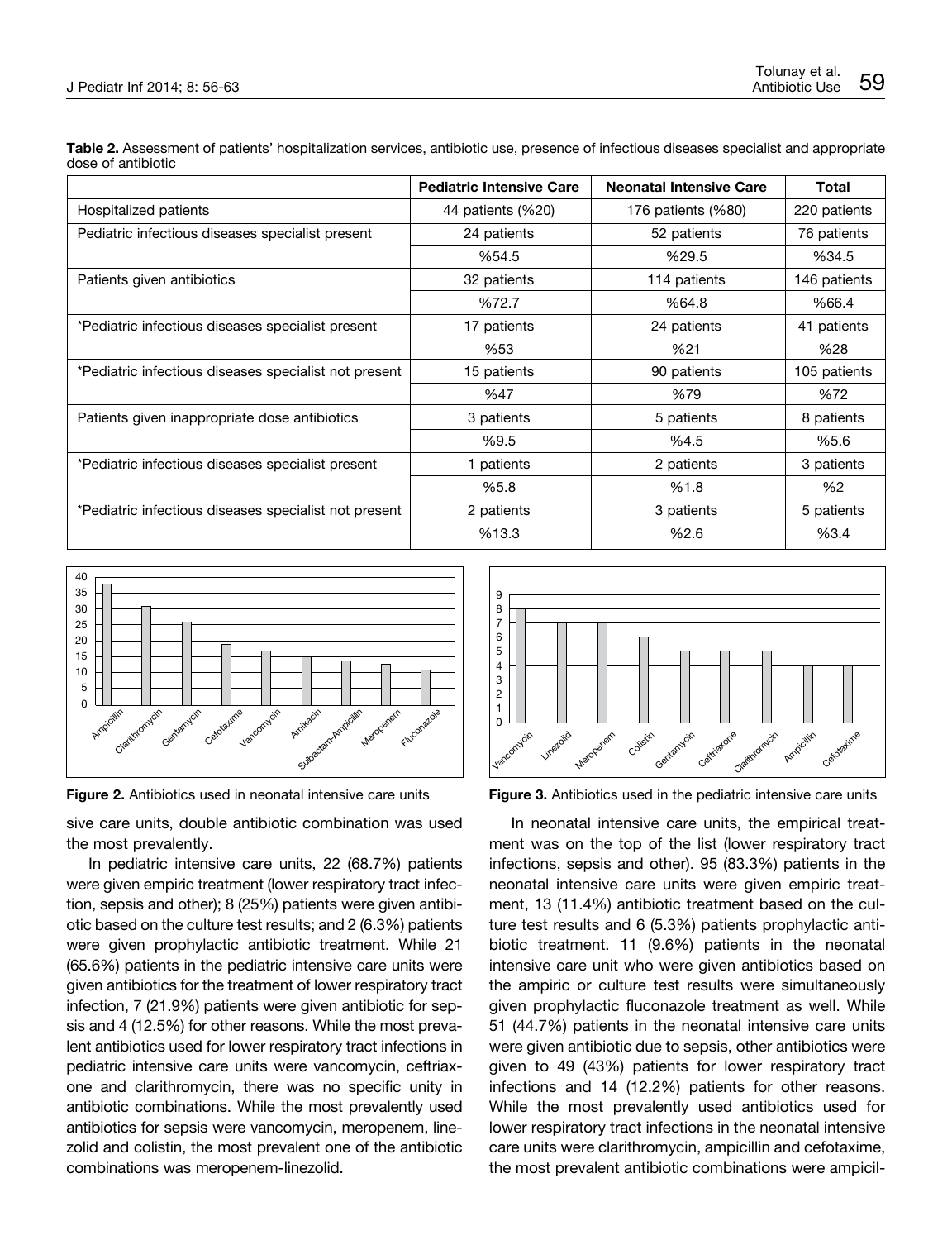**Table 2.** Assessment of patients' hospitalization services, antibiotic use, presence of infectious diseases specialist and appropriate dose of antibiotic

| | Pediatric Intensive Care | Neonatal Intensive Care | Total |
|---|---|---|---|
| Hospitalized patients | 44 patients (%20) | 176 patients (%80) | 220 patients |
| Pediatric infectious diseases specialist present | 24 patients | 52 patients | 76 patients |
| | %54.5 | %29.5 | %34.5 |
| Patients given antibiotics | 32 patients | 114 patients | 146 patients |
| | %72.7 | %64.8 | %66.4 |
| *Pediatric infectious diseases specialist present | 17 patients | 24 patients | 41 patients |
| | %53 | %21 | %28 |
| *Pediatric infectious diseases specialist not present | 15 patients | 90 patients | 105 patients |
| | %47 | %79 | %72 |
| Patients given inappropriate dose antibiotics | 3 patients | 5 patients | 8 patients |
| | %9.5 | %4.5 | %5.6 |
| *Pediatric infectious diseases specialist present | 1 patients | 2 patients | 3 patients |
| | %5.8 | %1.8 | %2 |
| *Pediatric infectious diseases specialist not present | 2 patients | 3 patients | 5 patients |
| | %13.3 | %2.6 | %3.4 |

**Figure 2.** Antibiotics used in neonatal intensive care units

**Figure 3.** Antibiotics used in the pediatric intensive care units

sive care units, double antibiotic combination was used the most prevalently.

In pediatric intensive care units, 22 (68.7%) patients were given empiric treatment (lower respiratory tract infection, sepsis and other); 8 (25%) patients were given antibiotic based on the culture test results; and 2 (6.3%) patients were given prophylactic antibiotic treatment. While 21 (65.6%) patients in the pediatric intensive care units were given antibiotics for the treatment of lower respiratory tract infection, 7 (21.9%) patients were given antibiotic for sepsis and 4 (12.5%) for other reasons. While the most prevalent antibiotics used for lower respiratory tract infections in pediatric intensive care units were vancomycin, ceftriaxone and clarithromycin, there was no specific unity in antibiotic combinations. While the most prevalently used antibiotics for sepsis were vancomycin, meropenem, linezolid and colistin, the most prevalent one of the antibiotic combinations was meropenem-linezolid.

In neonatal intensive care units, the empirical treatment was on the top of the list (lower respiratory tract infections, sepsis and other). 95 (83.3%) patients in the neonatal intensive care units were given empiric treatment, 13 (11.4%) antibiotic treatment based on the culture test results and 6 (5.3%) patients prophylactic antibiotic treatment. 11 (9.6%) patients in the neonatal intensive care unit who were given antibiotics based on the ampiric or culture test results were simultaneously given prophylactic fluconazole treatment as well. While 51 (44.7%) patients in the neonatal intensive care units were given antibiotic due to sepsis, other antibiotics were given to 49 (43%) patients for lower respiratory tract infections and 14 (12.2%) patients for other reasons. While the most prevalently used antibiotics used for lower respiratory tract infections in the neonatal intensive care units were clarithromycin, ampicillin and cefotaxime, the most prevalent antibiotic combinations were ampicil-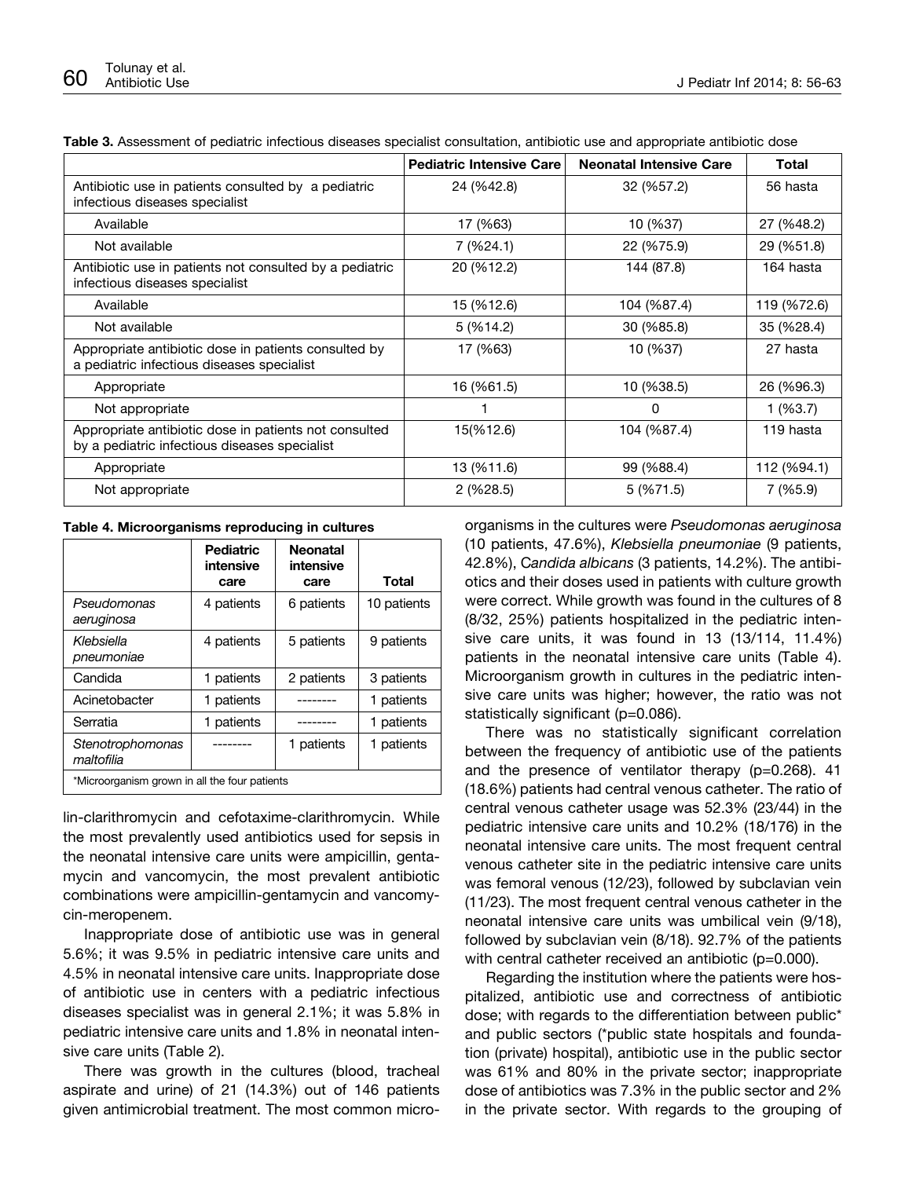**Table 3.** Assessment of pediatric infectious diseases specialist consultation, antibiotic use and appropriate antibiotic dose

| | Pediatric Intensive Care | Neonatal Intensive Care | Total |
|---|---|---|---|
| Antibiotic use in patients consulted by a pediatric infectious diseases specialist | 24 (%42.8) | 32 (%57.2) | 56 hasta |
| Available | 17 (%63) | 10 (%37) | 27 (%48.2) |
| Not available | 7 (%24.1) | 22 (%75.9) | 29 (%51.8) |
| Antibiotic use in patients not consulted by a pediatric infectious diseases specialist | 20 (%12.2) | 144 (87.8) | 164 hasta |
| Available | 15 (%12.6) | 104 (%87.4) | 119 (%72.6) |
| Not available | 5 (%14.2) | 30 (%85.8) | 35 (%28.4) |
| Appropriate antibiotic dose in patients consulted by a pediatric infectious diseases specialist | 17 (%63) | 10 (%37) | 27 hasta |
| Appropriate | 16 (%61.5) | 10 (%38.5) | 26 (%96.3) |
| Not appropriate | 1 | 0 | 1 (%3.7) |
| Appropriate antibiotic dose in patients not consulted by a pediatric infectious diseases specialist | 15(%12.6) | 104 (%87.4) | 119 hasta |
| Appropriate | 13 (%11.6) | 99 (%88.4) | 112 (%94.1) |
| Not appropriate | 2 (%28.5) | 5 (%71.5) | 7 (%5.9) |

**Table 4. Microorganisms reproducing in cultures**

| | Pediatric intensive care | Neonatal intensive care | Total |
|---|---|---|---|
| *Pseudomonas aeruginosa* | 4 patients | 6 patients | 10 patients |
| *Klebsiella pneumoniae* | 4 patients | 5 patients | 9 patients |
| Candida | 1 patients | 2 patients | 3 patients |
| Acinetobacter | 1 patients | -------- | 1 patients |
| Serratia | 1 patients | -------- | 1 patients |
| *Stenotrophomonas maltofilia* | -------- | 1 patients | 1 patients |

*Microorganism grown in all the four patients

lin-clarithromycin and cefotaxime-clarithromycin. While the most prevalently used antibiotics used for sepsis in the neonatal intensive care units were ampicillin, gentamycin and vancomycin, the most prevalent antibiotic combinations were ampicillin-gentamycin and vancomycin-meropenem.

Inappropriate dose of antibiotic use was in general 5.6%; it was 9.5% in pediatric intensive care units and 4.5% in neonatal intensive care units. Inappropriate dose of antibiotic use in centers with a pediatric infectious diseases specialist was in general 2.1%; it was 5.8% in pediatric intensive care units and 1.8% in neonatal intensive care units (Table 2).

There was growth in the cultures (blood, tracheal aspirate and urine) of 21 (14.3%) out of 146 patients given antimicrobial treatment. The most common microorganisms in the cultures were *Pseudomonas aeruginosa* (10 patients, 47.6%), *Klebsiella pneumoniae* (9 patients, 42.8%), *Candida albicans* (3 patients, 14.2%). The antibiotics and their doses used in patients with culture growth were correct. While growth was found in the cultures of 8 (8/32, 25%) patients hospitalized in the pediatric intensive care units, it was found in 13 (13/114, 11.4%) patients in the neonatal intensive care units (Table 4). Microorganism growth in cultures in the pediatric intensive care units was higher; however, the ratio was not statistically significant (p=0.086).

There was no statistically significant correlation between the frequency of antibiotic use of the patients and the presence of ventilator therapy (p=0.268). 41 (18.6%) patients had central venous catheter. The ratio of central venous catheter usage was 52.3% (23/44) in the pediatric intensive care units and 10.2% (18/176) in the neonatal intensive care units. The most frequent central venous catheter site in the pediatric intensive care units was femoral venous (12/23), followed by subclavian vein (11/23). The most frequent central venous catheter in the neonatal intensive care units was umbilical vein (9/18), followed by subclavian vein (8/18). 92.7% of the patients with central catheter received an antibiotic (p=0.000).

Regarding the institution where the patients were hospitalized, antibiotic use and correctness of antibiotic dose; with regards to the differentiation between public* and public sectors (*public state hospitals and foundation (private) hospital), antibiotic use in the public sector was 61% and 80% in the private sector; inappropriate dose of antibiotics was 7.3% in the public sector and 2% in the private sector. With regards to the grouping of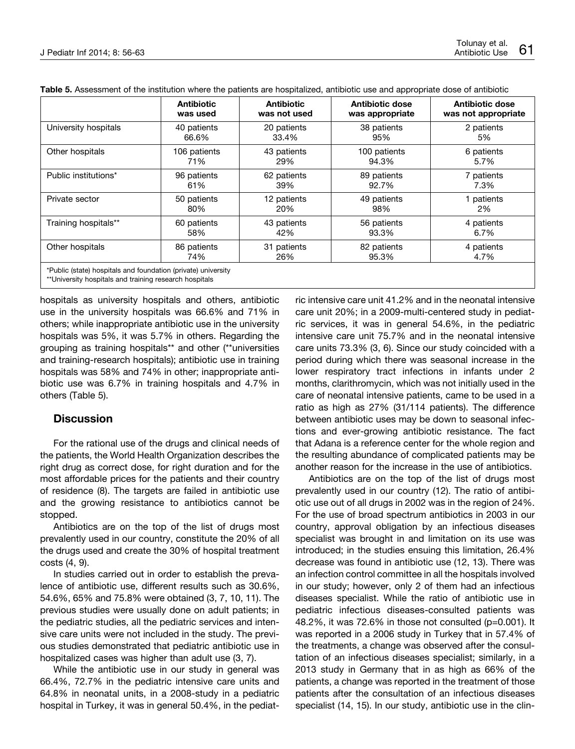**Table 5.** Assessment of the institution where the patients are hospitalized, antibiotic use and appropriate dose of antibiotic

| | Antibiotic was used | Antibiotic was not used | Antibiotic dose was appropriate | Antibiotic dose was not appropriate |
|---|---|---|---|---|
| University hospitals | 40 patients 66.6% | 20 patients 33.4% | 38 patients 95% | 2 patients 5% |
| Other hospitals | 106 patients 71% | 43 patients 29% | 100 patients 94.3% | 6 patients 5.7% |
| Public institutions* | 96 patients 61% | 62 patients 39% | 89 patients 92.7% | 7 patients 7.3% |
| Private sector | 50 patients 80% | 12 patients 20% | 49 patients 98% | 1 patients 2% |
| Training hospitals** | 60 patients 58% | 43 patients 42% | 56 patients 93.3% | 4 patients 6.7% |
| Other hospitals | 86 patients 74% | 31 patients 26% | 82 patients 95.3% | 4 patients 4.7% |

*Public (state) hospitals and foundation (private) university
**University hospitals and training research hospitals

hospitals as university hospitals and others, antibiotic use in the university hospitals was 66.6% and 71% in others; while inappropriate antibiotic use in the university hospitals was 5%, it was 5.7% in others. Regarding the grouping as training hospitals** and other (**universities and training-research hospitals); antibiotic use in training hospitals was 58% and 74% in other; inappropriate antibiotic use was 6.7% in training hospitals and 4.7% in others (Table 5).

## Discussion

For the rational use of the drugs and clinical needs of the patients, the World Health Organization describes the right drug as correct dose, for right duration and for the most affordable prices for the patients and their country of residence (8). The targets are failed in antibiotic use and the growing resistance to antibiotics cannot be stopped.

Antibiotics are on the top of the list of drugs most prevalently used in our country, constitute the 20% of all the drugs used and create the 30% of hospital treatment costs (4, 9).

In studies carried out in order to establish the prevalence of antibiotic use, different results such as 30.6%, 54.6%, 65% and 75.8% were obtained (3, 7, 10, 11). The previous studies were usually done on adult patients; in the pediatric studies, all the pediatric services and intensive care units were not included in the study. The previous studies demonstrated that pediatric antibiotic use in hospitalized cases was higher than adult use (3, 7).

While the antibiotic use in our study in general was 66.4%, 72.7% in the pediatric intensive care units and 64.8% in neonatal units, in a 2008-study in a pediatric hospital in Turkey, it was in general 50.4%, in the pediatric intensive care unit 41.2% and in the neonatal intensive care unit 20%; in a 2009-multi-centered study in pediatric services, it was in general 54.6%, in the pediatric intensive care unit 75.7% and in the neonatal intensive care units 73.3% (3, 6). Since our study coincided with a period during which there was seasonal increase in the lower respiratory tract infections in infants under 2 months, clarithromycin, which was not initially used in the care of neonatal intensive patients, came to be used in a ratio as high as 27% (31/114 patients). The difference between antibiotic uses may be down to seasonal infections and ever-growing antibiotic resistance. The fact that Adana is a reference center for the whole region and the resulting abundance of complicated patients may be another reason for the increase in the use of antibiotics.

Antibiotics are on the top of the list of drugs most prevalently used in our country (12). The ratio of antibiotic use out of all drugs in 2002 was in the region of 24%. For the use of broad spectrum antibiotics in 2003 in our country, approval obligation by an infectious diseases specialist was brought in and limitation on its use was introduced; in the studies ensuing this limitation, 26.4% decrease was found in antibiotic use (12, 13). There was an infection control committee in all the hospitals involved in our study; however, only 2 of them had an infectious diseases specialist. While the ratio of antibiotic use in pediatric infectious diseases-consulted patients was 48.2%, it was 72.6% in those not consulted (p=0.001). It was reported in a 2006 study in Turkey that in 57.4% of the treatments, a change was observed after the consultation of an infectious diseases specialist; similarly, in a 2013 study in Germany that in as high as 66% of the patients, a change was reported in the treatment of those patients after the consultation of an infectious diseases specialist (14, 15). In our study, antibiotic use in the clin-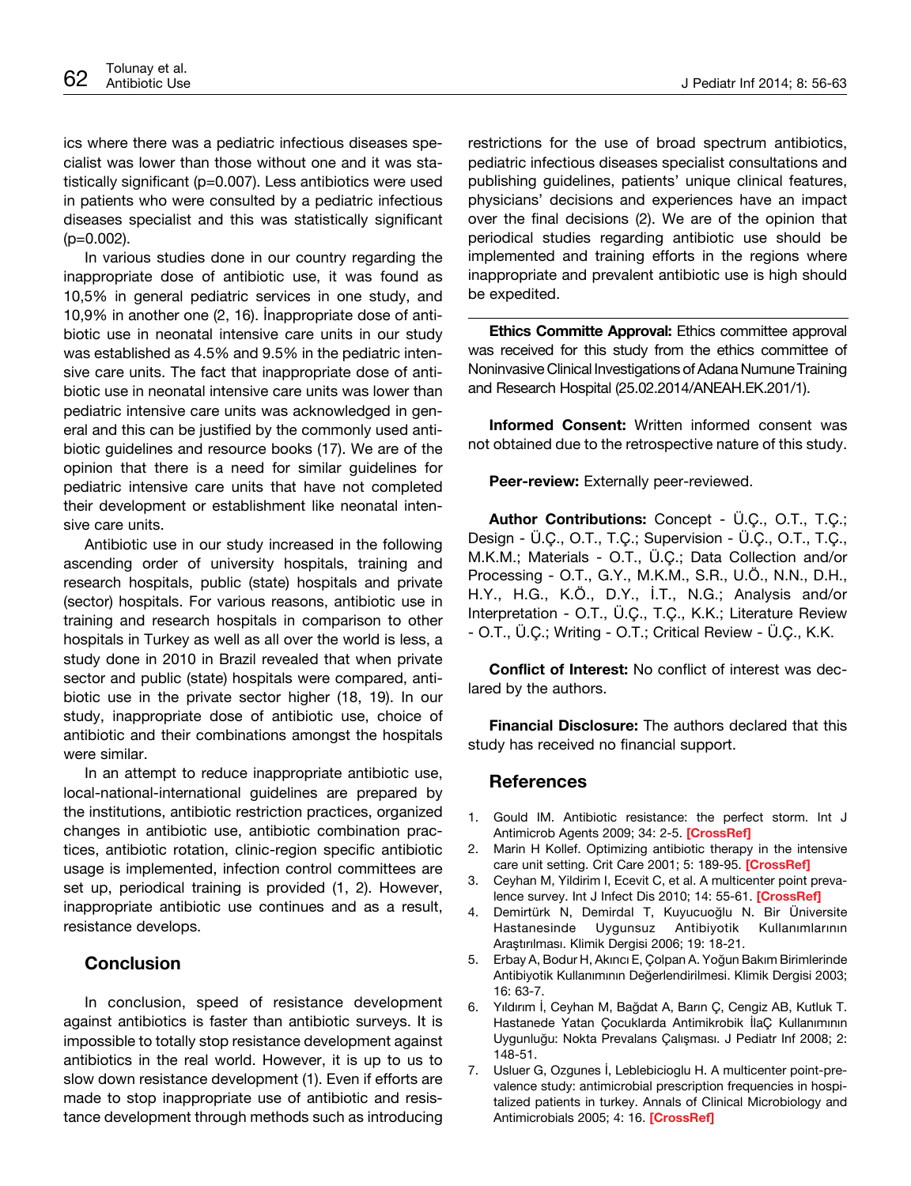ics where there was a pediatric infectious diseases specialist was lower than those without one and it was statistically significant (p=0.007). Less antibiotics were used in patients who were consulted by a pediatric infectious diseases specialist and this was statistically significant (p=0.002).

In various studies done in our country regarding the inappropriate dose of antibiotic use, it was found as 10,5% in general pediatric services in one study, and 10,9% in another one (2, 16). İnappropriate dose of antibiotic use in neonatal intensive care units in our study was established as 4.5% and 9.5% in the pediatric intensive care units. The fact that inappropriate dose of antibiotic use in neonatal intensive care units was lower than pediatric intensive care units was acknowledged in general and this can be justified by the commonly used antibiotic guidelines and resource books (17). We are of the opinion that there is a need for similar guidelines for pediatric intensive care units that have not completed their development or establishment like neonatal intensive care units.

Antibiotic use in our study increased in the following ascending order of university hospitals, training and research hospitals, public (state) hospitals and private (sector) hospitals. For various reasons, antibiotic use in training and research hospitals in comparison to other hospitals in Turkey as well as all over the world is less, a study done in 2010 in Brazil revealed that when private sector and public (state) hospitals were compared, antibiotic use in the private sector higher (18, 19). In our study, inappropriate dose of antibiotic use, choice of antibiotic and their combinations amongst the hospitals were similar.

In an attempt to reduce inappropriate antibiotic use, local-national-international guidelines are prepared by the institutions, antibiotic restriction practices, organized changes in antibiotic use, antibiotic combination practices, antibiotic rotation, clinic-region specific antibiotic usage is implemented, infection control committees are set up, periodical training is provided (1, 2). However, inappropriate antibiotic use continues and as a result, resistance develops.

## Conclusion

In conclusion, speed of resistance development against antibiotics is faster than antibiotic surveys. It is impossible to totally stop resistance development against antibiotics in the real world. However, it is up to us to slow down resistance development (1). Even if efforts are made to stop inappropriate use of antibiotic and resistance development through methods such as introducing restrictions for the use of broad spectrum antibiotics, pediatric infectious diseases specialist consultations and publishing guidelines, patients' unique clinical features, physicians' decisions and experiences have an impact over the final decisions (2). We are of the opinion that periodical studies regarding antibiotic use should be implemented and training efforts in the regions where inappropriate and prevalent antibiotic use is high should be expedited.

---

**Ethics Committe Approval:** Ethics committee approval was received for this study from the ethics committee of Noninvasive Clinical Investigations of Adana Numune Training and Research Hospital (25.02.2014/ANEAH.EK.201/1).

**Informed Consent:** Written informed consent was not obtained due to the retrospective nature of this study.

**Peer-review:** Externally peer-reviewed.

**Author Contributions:** Concept - Ü.Ç., O.T., T.Ç.; Design - Ü.Ç., O.T., T.Ç.; Supervision - Ü.Ç., O.T., T.Ç., M.K.M.; Materials - O.T., Ü.Ç.; Data Collection and/or Processing - O.T., G.Y., M.K.M., S.R., U.Ö., N.N., D.H., H.Y., H.G., K.Ö., D.Y., İ.T., N.G.; Analysis and/or Interpretation - O.T., Ü.Ç., T.Ç., K.K.; Literature Review - O.T., Ü.Ç.; Writing - O.T.; Critical Review - Ü.Ç., K.K.

**Conflict of Interest:** No conflict of interest was declared by the authors.

**Financial Disclosure:** The authors declared that this study has received no financial support.

## References

1. Gould IM. Antibiotic resistance: the perfect storm. Int J Antimicrob Agents 2009; 34: 2-5. [CrossRef]
2. Marin H Kollef. Optimizing antibiotic therapy in the intensive care unit setting. Crit Care 2001; 5: 189-95. [CrossRef]
3. Ceyhan M, Yildirim I, Ecevit C, et al. A multicenter point prevalence survey. Int J Infect Dis 2010; 14: 55-61. [CrossRef]
4. Demirtürk N, Demirdal T, Kuyucuoğlu N. Bir Üniversite Hastanesinde Uygunsuz Antibiyotik Kullanımlarının Araştırılması. Klimik Dergisi 2006; 19: 18-21.
5. Erbay A, Bodur H, Akıncı E, Çolpan A. Yoğun Bakım Birimlerinde Antibiyotik Kullanımının Değerlendirilmesi. Klimik Dergisi 2003; 16: 63-7.
6. Yıldırım İ, Ceyhan M, Bağdat A, Barın Ç, Cengiz AB, Kutluk T. Hastanede Yatan Çocuklarda Antimikrobik İlaÇ Kullanımının Uygunluğu: Nokta Prevalans Çalışması. J Pediatr Inf 2008; 2: 148-51.
7. Usluer G, Ozgunes İ, Leblebicioglu H. A multicenter point-prevalence study: antimicrobial prescription frequencies in hospitalized patients in turkey. Annals of Clinical Microbiology and Antimicrobials 2005; 4: 16. [CrossRef]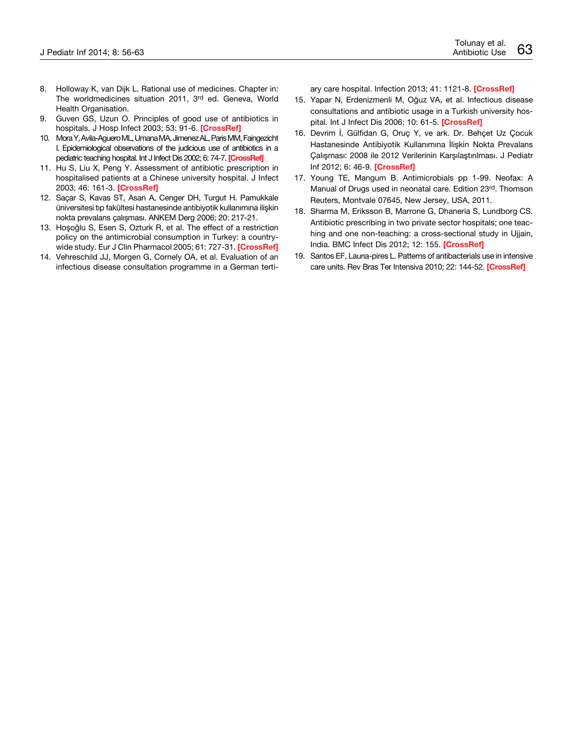8. Holloway K, van Dijk L. Rational use of medicines. Chapter in: The worldmedicines situation 2011, 3rd ed. Geneva, World Health Organisation.
9. Guven GS, Uzun O. Principles of good use of antibiotics in hospitals. J Hosp Infect 2003; 53: 91-6. [CrossRef]
10. Mora Y, Avila-Aguero ML, Umana MA, Jimenez AL, Paris MM, Faingezicht I. Epidemiological observations of the judicious use of antibiotics in a pediatric teaching hospital. Int J Infect Dis 2002; 6: 74-7. [CrossRef]
11. Hu S, Liu X, Peng Y. Assessment of antibiotic prescription in hospitalised patients at a Chinese university hospital. J Infect 2003; 46: 161-3. [CrossRef]
12. Saçar S, Kavas ST, Asan A, Cenger DH, Turgut H. Pamukkale üniversitesi tıp fakültesi hastanesinde antibiyotik kullanımına ilişkin nokta prevalans çalışması. ANKEM Derg 2006; 20: 217-21.
13. Hoşoğlu S, Esen S, Ozturk R, et al. The effect of a restriction policy on the antimicrobial consumption in Turkey: a country-wide study. Eur J Clin Pharmacol 2005; 61: 727-31. [CrossRef]
14. Vehreschild JJ, Morgen G, Cornely OA, et al. Evaluation of an infectious disease consultation programme in a German tertiary care hospital. Infection 2013; 41: 1121-8. [CrossRef]
15. Yapar N, Erdenizmenli M, Oğuz VA, et al. Infectious disease consultations and antibiotic usage in a Turkish university hospital. Int J Infect Dis 2006; 10: 61-5. [CrossRef]
16. Devrim İ, Gülfidan G, Oruç Y, ve ark. Dr. Behçet Uz Çocuk Hastanesinde Antibiyotik Kullanımına İlişkin Nokta Prevalans Çalışması: 2008 ile 2012 Verilerinin Karşılaştırılması. J Pediatr Inf 2012; 6: 46-9. [CrossRef]
17. Young TE, Mangum B. Antimicrobials pp 1-99. Neofax: A Manual of Drugs used in neonatal care. Edition 23rd. Thomson Reuters, Montvale 07645, New Jersey, USA, 2011.
18. Sharma M, Eriksson B, Marrone G, Dhaneria S, Lundborg CS. Antibiotic prescribing in two private sector hospitals; one teaching and one non-teaching: a cross-sectional study in Ujjain, India. BMC Infect Dis 2012; 12: 155. [CrossRef]
19. Santos EF, Laura-pires L. Patterns of antibacterials use in intensive care units. Rev Bras Ter Intensiva 2010; 22: 144-52. [CrossRef]